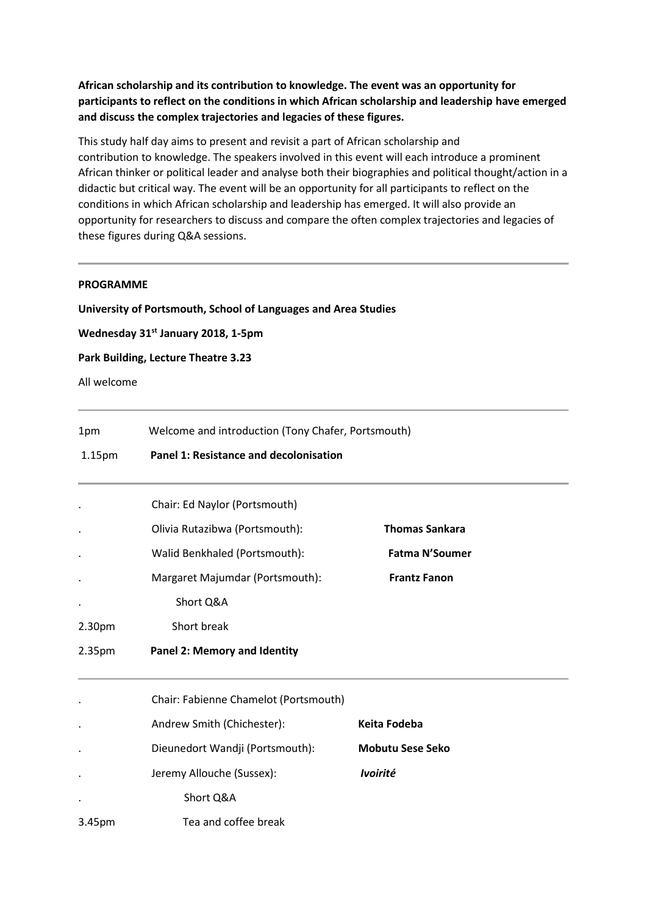**African scholarship and its contribution to knowledge. The event was an opportunity for participants to reflect on the conditions in which African scholarship and leadership have emerged and discuss the complex trajectories and legacies of these figures.**

This study half day aims to present and revisit a part of African scholarship and contribution to knowledge. The speakers involved in this event will each introduce a prominent African thinker or political leader and analyse both their biographies and political thought/action in a didactic but critical way. The event will be an opportunity for all participants to reflect on the conditions in which African scholarship and leadership has emerged. It will also provide an opportunity for researchers to discuss and compare the often complex trajectories and legacies of these figures during Q&A sessions.

---

**PROGRAMME**

**University of Portsmouth, School of Languages and Area Studies**

**Wednesday 31st January 2018, 1-5pm**

**Park Building, Lecture Theatre 3.23**

All welcome

---

1pm Welcome and introduction (Tony Chafer, Portsmouth)

1.15pm **Panel 1: Resistance and decolonisation**

---

| | | |
|---|---|---|
| . | Chair: Ed Naylor (Portsmouth) | |
| . | Olivia Rutazibwa (Portsmouth): | **Thomas Sankara** |
| . | Walid Benkhaled (Portsmouth): | **Fatma N'Soumer** |
| . | Margaret Majumdar (Portsmouth): | **Frantz Fanon** |
| . | Short Q&A | |
| 2.30pm | Short break | |
| 2.35pm | **Panel 2: Memory and Identity** | |

---

| | | |
|---|---|---|
| . | Chair: Fabienne Chamelot (Portsmouth) | |
| . | Andrew Smith (Chichester): | **Keita Fodeba** |
| . | Dieunedort Wandji (Portsmouth): | **Mobutu Sese Seko** |
| . | Jeremy Allouche (Sussex): | ***Ivoirité*** |
| . | Short Q&A | |
| 3.45pm | Tea and coffee break | |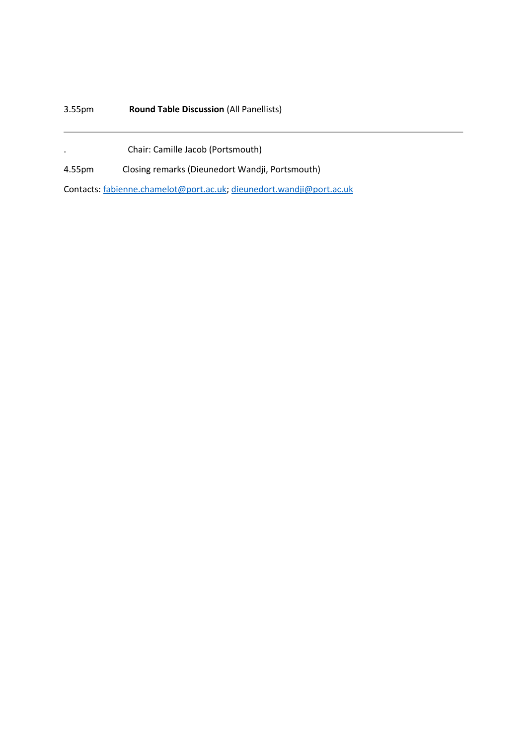3.55pm **Round Table Discussion** (All Panellists)

---

. Chair: Camille Jacob (Portsmouth)

4.55pm Closing remarks (Dieunedort Wandji, Portsmouth)

Contacts: fabienne.chamelot@port.ac.uk; dieunedort.wandji@port.ac.uk